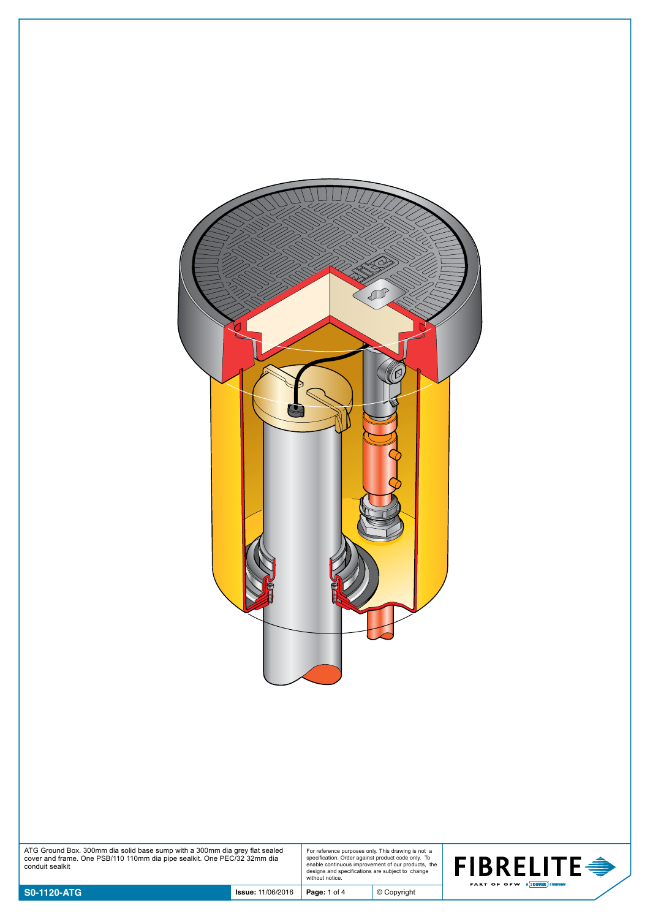ATG Ground Box. 300mm dia solid base sump with a 300mm dia grey flat sealed cover and frame. One PSB/110 110mm dia pipe sealkit. One PEC/32 32mm dia conduit sealkit

For reference purposes only. This drawing is not a specification. Order against product code only. To enable continuous improvement of our products, the designs and specifications are subject to change without notice.

| **S0-1120-ATG** | **Issue:** 11/06/2016 | © Copyright |
| --- | --- | --- |

FIBRELITE PART OF OPW A DOVER COMPANY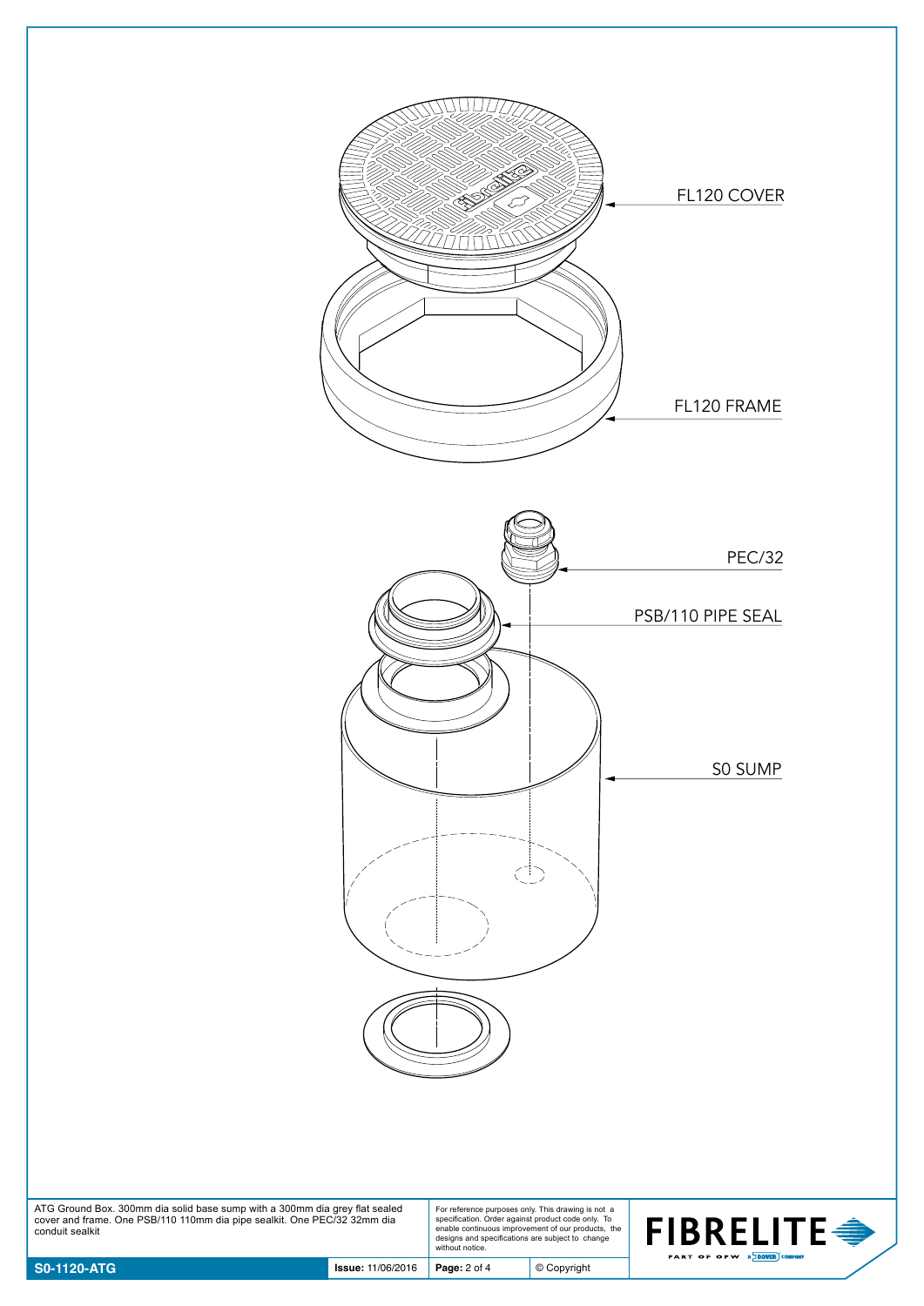FL120 COVER

FL120 FRAME

PEC/32

PSB/110 PIPE SEAL

S0 SUMP

ATG Ground Box. 300mm dia solid base sump with a 300mm dia grey flat sealed cover and frame. One PSB/110 110mm dia pipe sealkit. One PEC/32 32mm dia conduit sealkit

For reference purposes only. This drawing is not a specification. Order against product code only. To enable continuous improvement of our products, the designs and specifications are subject to change without notice.

| **S0-1120-ATG** | **Issue:** 11/06/2016 | **Page:** 2 of 4 | © Copyright |
|---|---|---|---|

FIBRELITE PART OF OPW A DOVER COMPANY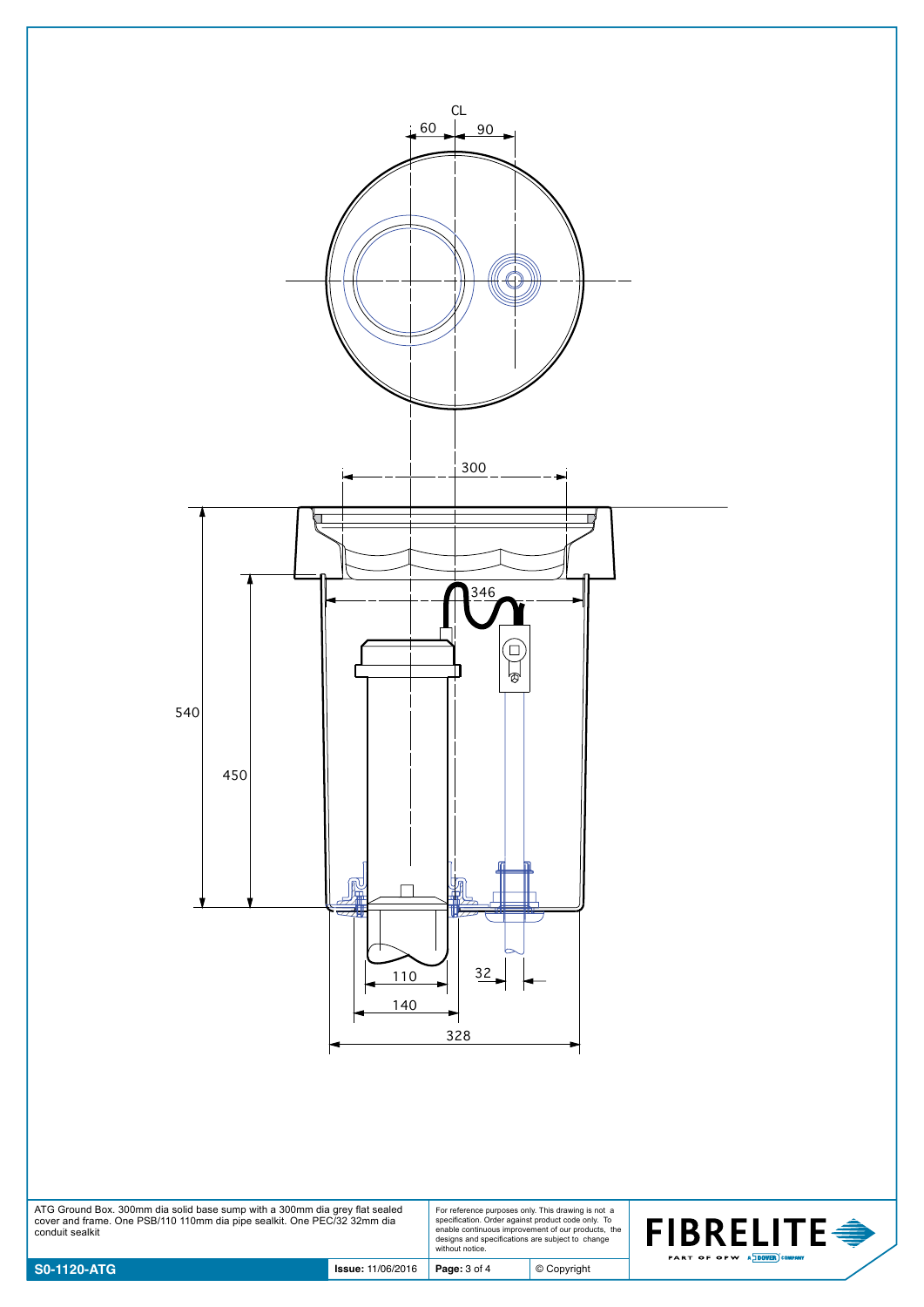CL

60 90

300

346

540

450

110

32

140

328

ATG Ground Box. 300mm dia solid base sump with a 300mm dia grey flat sealed cover and frame. One PSB/110 110mm dia pipe sealkit. One PEC/32 32mm dia conduit sealkit

For reference purposes only. This drawing is not a specification. Order against product code only. To enable continuous improvement of our products, the designs and specifications are subject to change without notice.

FIBRELITE PART OF OPW A DOVER COMPANY

| S0-1120-ATG | Issue: 11/06/2016 | Page: 3 of 4 | © Copyright |
|---|---|---|---|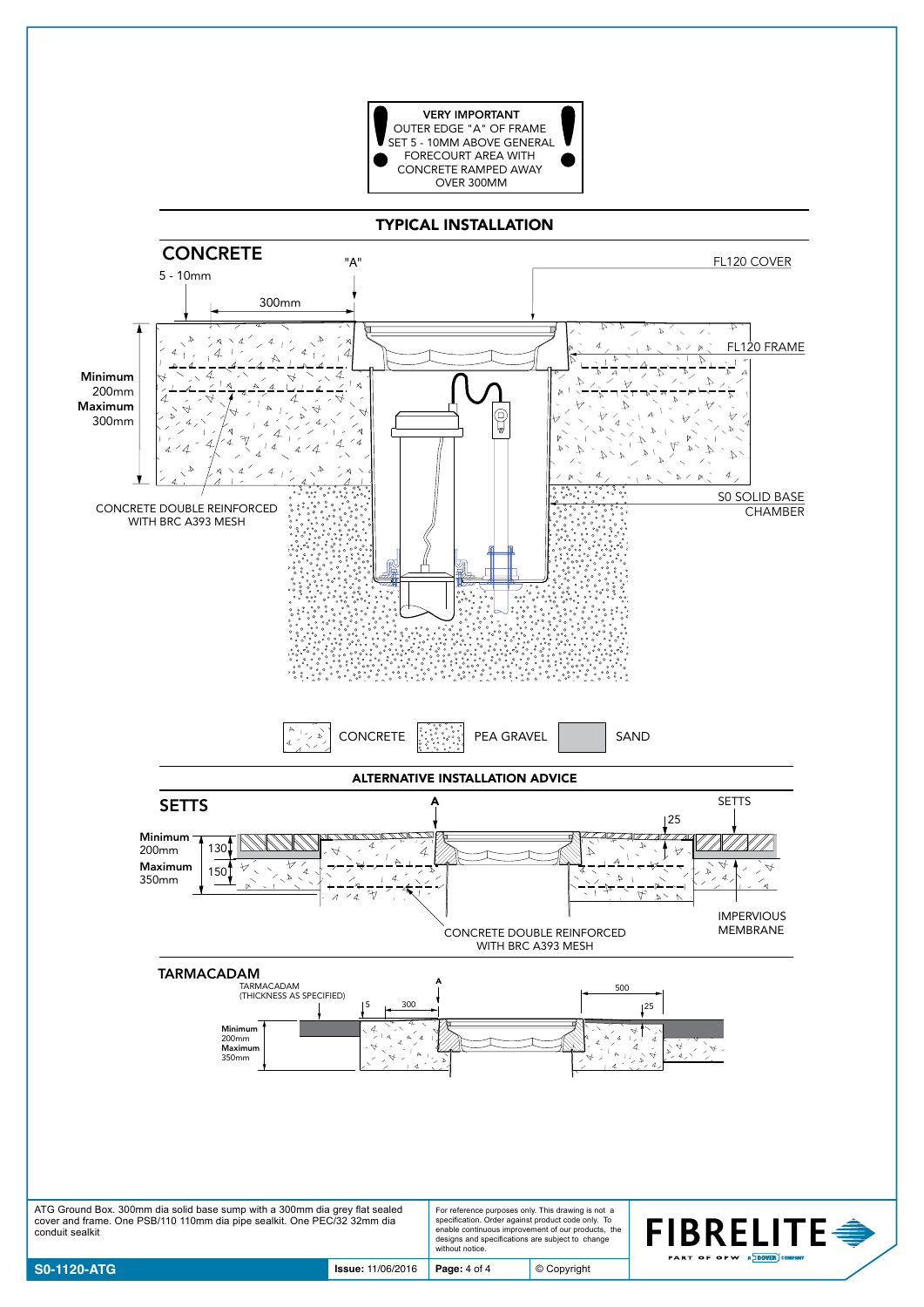VERY IMPORTANT
OUTER EDGE "A" OF FRAME SET 5 - 10MM ABOVE GENERAL FORECOURT AREA WITH CONCRETE RAMPED AWAY OVER 300MM

## TYPICAL INSTALLATION

### CONCRETE

"A"

FL120 COVER

5 - 10mm

300mm

FL120 FRAME

**Minimum** 200mm
**Maximum** 300mm

S0 SOLID BASE CHAMBER

CONCRETE DOUBLE REINFORCED WITH BRC A393 MESH

CONCRETE
PEA GRAVEL
SAND

## ALTERNATIVE INSTALLATION ADVICE

### SETTS

A

25

SETTS

**Minimum** 200mm
**Maximum** 350mm

130
150

IMPERVIOUS MEMBRANE

CONCRETE DOUBLE REINFORCED WITH BRC A393 MESH

### TARMACADAM

TARMACADAM (THICKNESS AS SPECIFIED)

A

5
300

500

25

**Minimum** 200mm
**Maximum** 350mm

ATG Ground Box. 300mm dia solid base sump with a 300mm dia grey flat sealed cover and frame. One PSB/110 110mm dia pipe sealkit. One PEC/32 32mm dia conduit sealkit

For reference purposes only. This drawing is not a specification. Order against product code only. To enable continuous improvement of our products, the designs and specifications are subject to change without notice.

FIBRELITE
PART OF OPW A DOVER COMPANY

| S0-1120-ATG | **Issue:** 11/06/2016 | **Page:** 4 of 4 | © Copyright |
| --- | --- | --- | --- |